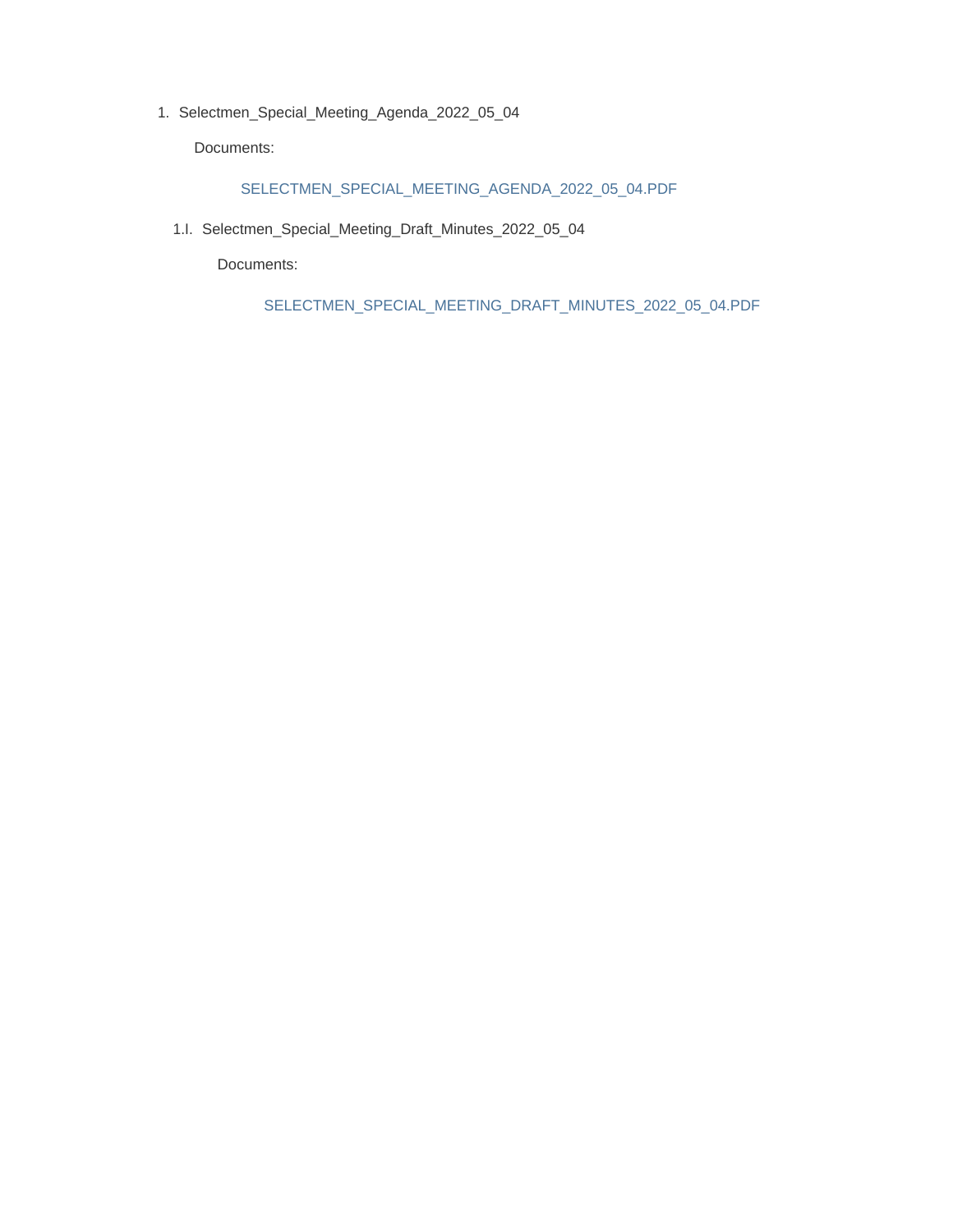1. Selectmen_Special_Meeting_Agenda_2022_05_04

   Documents:

   SELECTMEN_SPECIAL_MEETING_AGENDA_2022_05_04.PDF

   1.I. Selectmen_Special_Meeting_Draft_Minutes_2022_05_04

   Documents:

   SELECTMEN_SPECIAL_MEETING_DRAFT_MINUTES_2022_05_04.PDF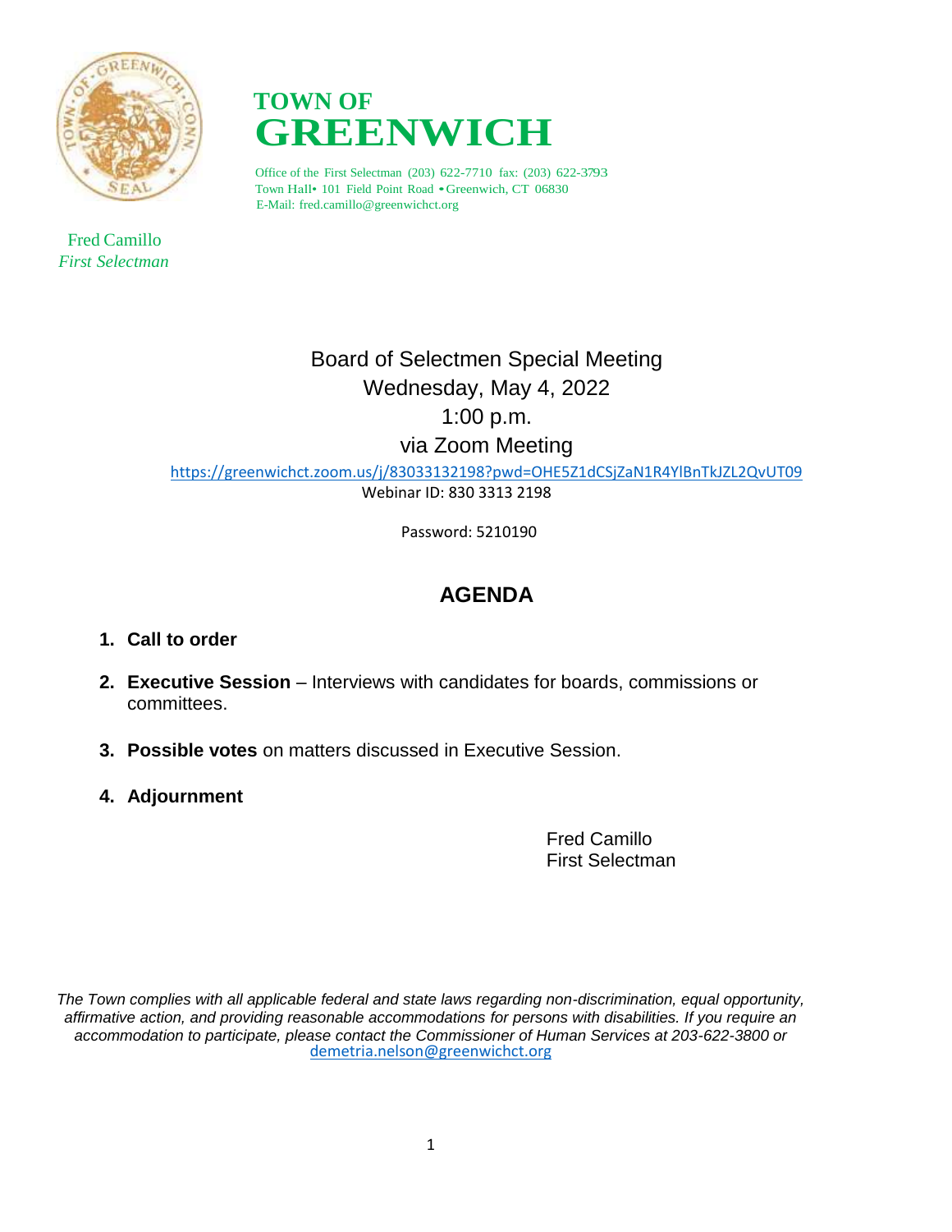# TOWN OF GREENWICH

Office of the First Selectman (203) 622-7710 fax: (203) 622-3793
Town Hall• 101 Field Point Road • Greenwich, CT 06830
E-Mail: fred.camillo@greenwichct.org

Fred Camillo
*First Selectman*

Board of Selectmen Special Meeting
Wednesday, May 4, 2022
1:00 p.m.
via Zoom Meeting

https://greenwichct.zoom.us/j/83033132198?pwd=OHE5Z1dCSjZaN1R4YlBnTkJZL2QvUT09
Webinar ID: 830 3313 2198

Password: 5210190

## AGENDA

1. **Call to order**
2. **Executive Session** – Interviews with candidates for boards, commissions or committees.
3. **Possible votes** on matters discussed in Executive Session.
4. **Adjournment**

Fred Camillo
First Selectman

*The Town complies with all applicable federal and state laws regarding non-discrimination, equal opportunity, affirmative action, and providing reasonable accommodations for persons with disabilities. If you require an accommodation to participate, please contact the Commissioner of Human Services at 203-622-3800 or* demetria.nelson@greenwichct.org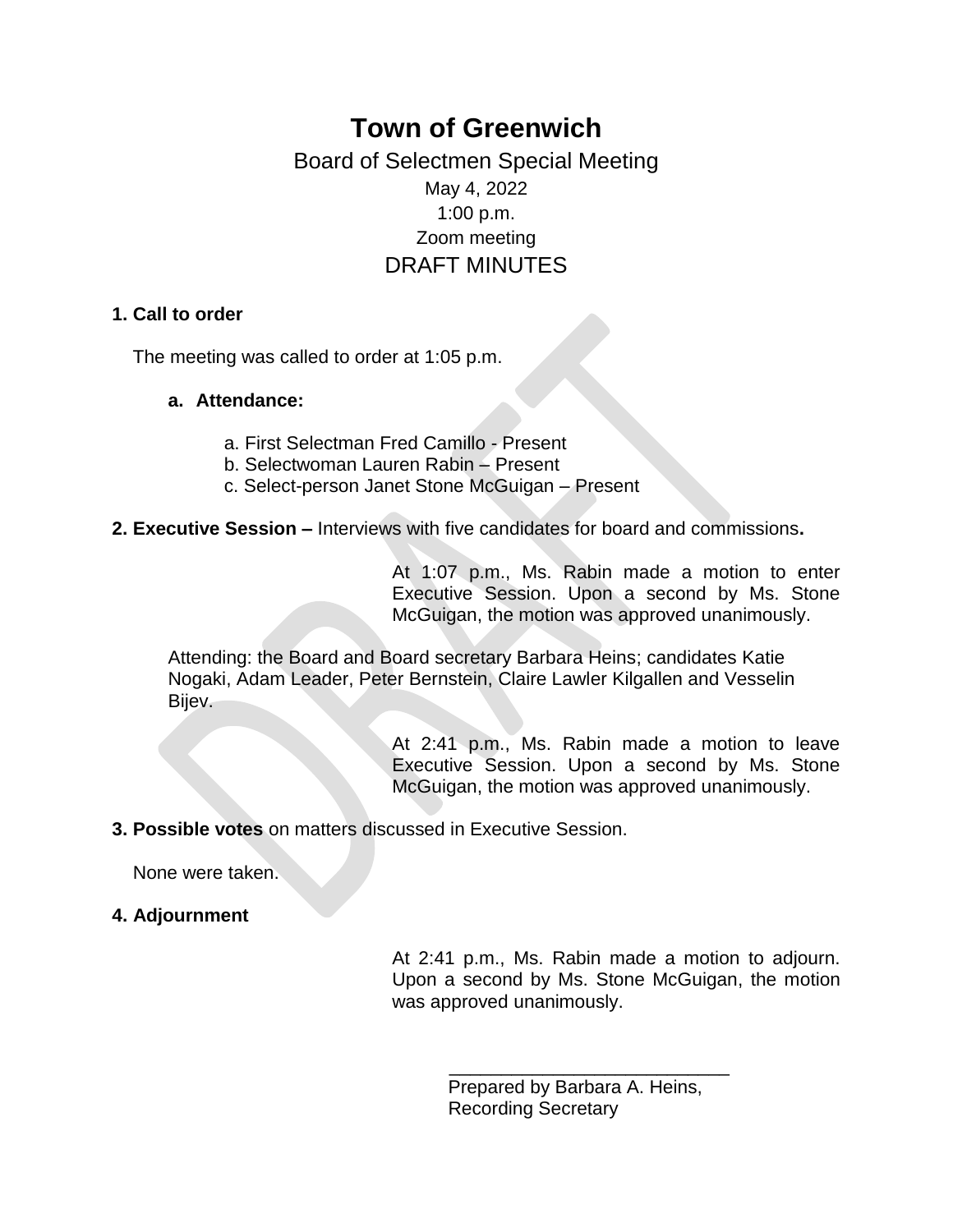# Town of Greenwich

## Board of Selectmen Special Meeting

May 4, 2022

1:00 p.m.

Zoom meeting

## DRAFT MINUTES

**1. Call to order**

The meeting was called to order at 1:05 p.m.

**a. Attendance:**

a. First Selectman Fred Camillo - Present
b. Selectwoman Lauren Rabin – Present
c. Select-person Janet Stone McGuigan – Present

**2. Executive Session –** Interviews with five candidates for board and commissions**.**

At 1:07 p.m., Ms. Rabin made a motion to enter Executive Session. Upon a second by Ms. Stone McGuigan, the motion was approved unanimously.

Attending: the Board and Board secretary Barbara Heins; candidates Katie Nogaki, Adam Leader, Peter Bernstein, Claire Lawler Kilgallen and Vesselin Bijev.

At 2:41 p.m., Ms. Rabin made a motion to leave Executive Session. Upon a second by Ms. Stone McGuigan, the motion was approved unanimously.

**3. Possible votes** on matters discussed in Executive Session.

None were taken.

**4. Adjournment**

At 2:41 p.m., Ms. Rabin made a motion to adjourn. Upon a second by Ms. Stone McGuigan, the motion was approved unanimously.

\_\_\_\_\_\_\_\_\_\_\_\_\_\_\_\_\_\_\_\_\_\_\_\_\_\_\_\_
Prepared by Barbara A. Heins,
Recording Secretary